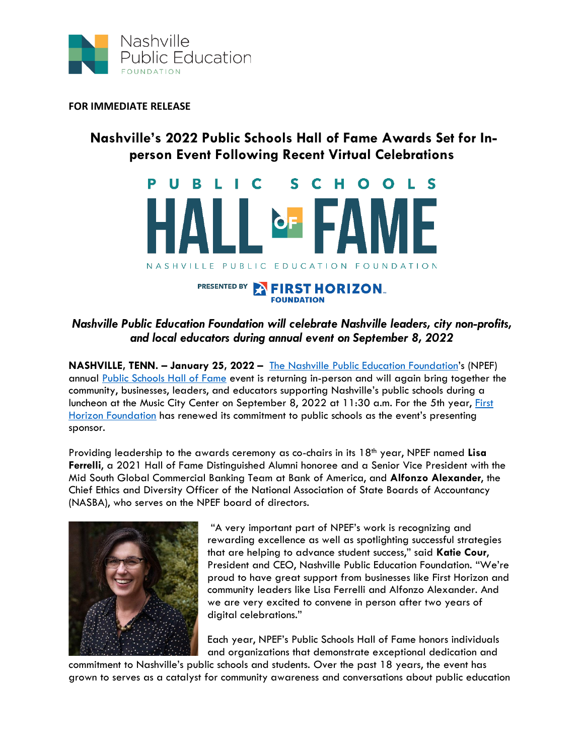Nashville Public Education FOUNDATION

**FOR IMMEDIATE RELEASE**

# Nashville's 2022 Public Schools Hall of Fame Awards Set for In-person Event Following Recent Virtual Celebrations

PUBLIC SCHOOLS HALL OF FAME

NASHVILLE PUBLIC EDUCATION FOUNDATION

PRESENTED BY FIRST HORIZON FOUNDATION

***Nashville Public Education Foundation will celebrate Nashville leaders, city non-profits, and local educators during annual event on September 8, 2022***

**NASHVILLE, TENN. – January 25, 2022 –** [The Nashville Public Education Foundation](#)'s (NPEF) annual [Public Schools Hall of Fame](#) event is returning in-person and will again bring together the community, businesses, leaders, and educators supporting Nashville's public schools during a luncheon at the Music City Center on September 8, 2022 at 11:30 a.m. For the 5th year, [First Horizon Foundation](#) has renewed its commitment to public schools as the event's presenting sponsor.

Providing leadership to the awards ceremony as co-chairs in its 18th year, NPEF named **Lisa Ferrelli**, a 2021 Hall of Fame Distinguished Alumni honoree and a Senior Vice President with the Mid South Global Commercial Banking Team at Bank of America, and **Alfonzo Alexander**, the Chief Ethics and Diversity Officer of the National Association of State Boards of Accountancy (NASBA), who serves on the NPEF board of directors.

"A very important part of NPEF's work is recognizing and rewarding excellence as well as spotlighting successful strategies that are helping to advance student success," said **Katie Cour**, President and CEO, Nashville Public Education Foundation. "We're proud to have great support from businesses like First Horizon and community leaders like Lisa Ferrelli and Alfonzo Alexander. And we are very excited to convene in person after two years of digital celebrations."

Each year, NPEF's Public Schools Hall of Fame honors individuals and organizations that demonstrate exceptional dedication and commitment to Nashville's public schools and students. Over the past 18 years, the event has grown to serves as a catalyst for community awareness and conversations about public education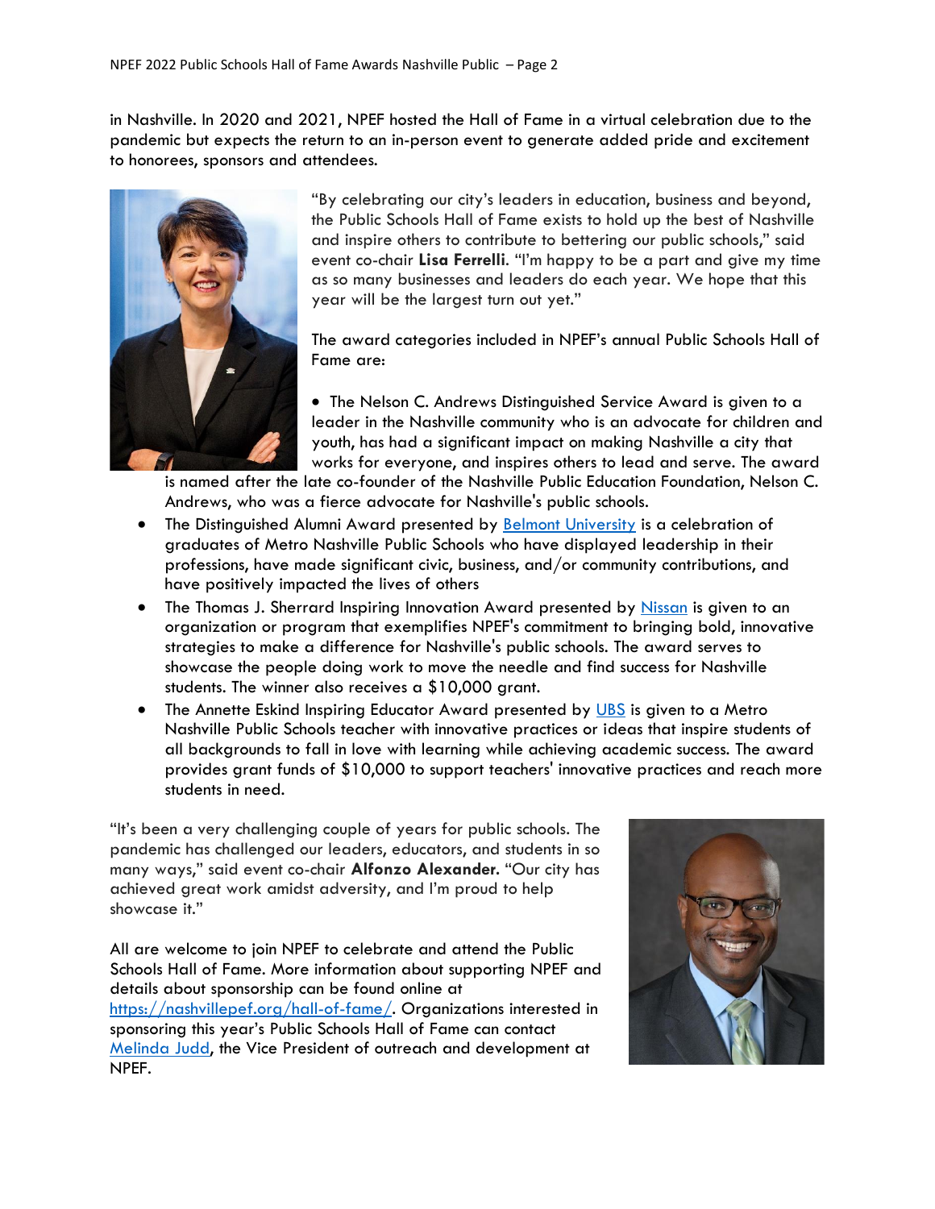in Nashville. In 2020 and 2021, NPEF hosted the Hall of Fame in a virtual celebration due to the pandemic but expects the return to an in-person event to generate added pride and excitement to honorees, sponsors and attendees.

"By celebrating our city's leaders in education, business and beyond, the Public Schools Hall of Fame exists to hold up the best of Nashville and inspire others to contribute to bettering our public schools," said event co-chair **Lisa Ferrelli**. "I'm happy to be a part and give my time as so many businesses and leaders do each year. We hope that this year will be the largest turn out yet."

The award categories included in NPEF's annual Public Schools Hall of Fame are:

- The Nelson C. Andrews Distinguished Service Award is given to a leader in the Nashville community who is an advocate for children and youth, has had a significant impact on making Nashville a city that works for everyone, and inspires others to lead and serve. The award is named after the late co-founder of the Nashville Public Education Foundation, Nelson C. Andrews, who was a fierce advocate for Nashville's public schools.
- The Distinguished Alumni Award presented by Belmont University is a celebration of graduates of Metro Nashville Public Schools who have displayed leadership in their professions, have made significant civic, business, and/or community contributions, and have positively impacted the lives of others
- The Thomas J. Sherrard Inspiring Innovation Award presented by Nissan is given to an organization or program that exemplifies NPEF's commitment to bringing bold, innovative strategies to make a difference for Nashville's public schools. The award serves to showcase the people doing work to move the needle and find success for Nashville students. The winner also receives a $10,000 grant.
- The Annette Eskind Inspiring Educator Award presented by UBS is given to a Metro Nashville Public Schools teacher with innovative practices or ideas that inspire students of all backgrounds to fall in love with learning while achieving academic success. The award provides grant funds of $10,000 to support teachers' innovative practices and reach more students in need.

"It's been a very challenging couple of years for public schools. The pandemic has challenged our leaders, educators, and students in so many ways," said event co-chair **Alfonzo Alexander**. "Our city has achieved great work amidst adversity, and I'm proud to help showcase it."

All are welcome to join NPEF to celebrate and attend the Public Schools Hall of Fame. More information about supporting NPEF and details about sponsorship can be found online at https://nashvillepef.org/hall-of-fame/. Organizations interested in sponsoring this year's Public Schools Hall of Fame can contact Melinda Judd, the Vice President of outreach and development at NPEF.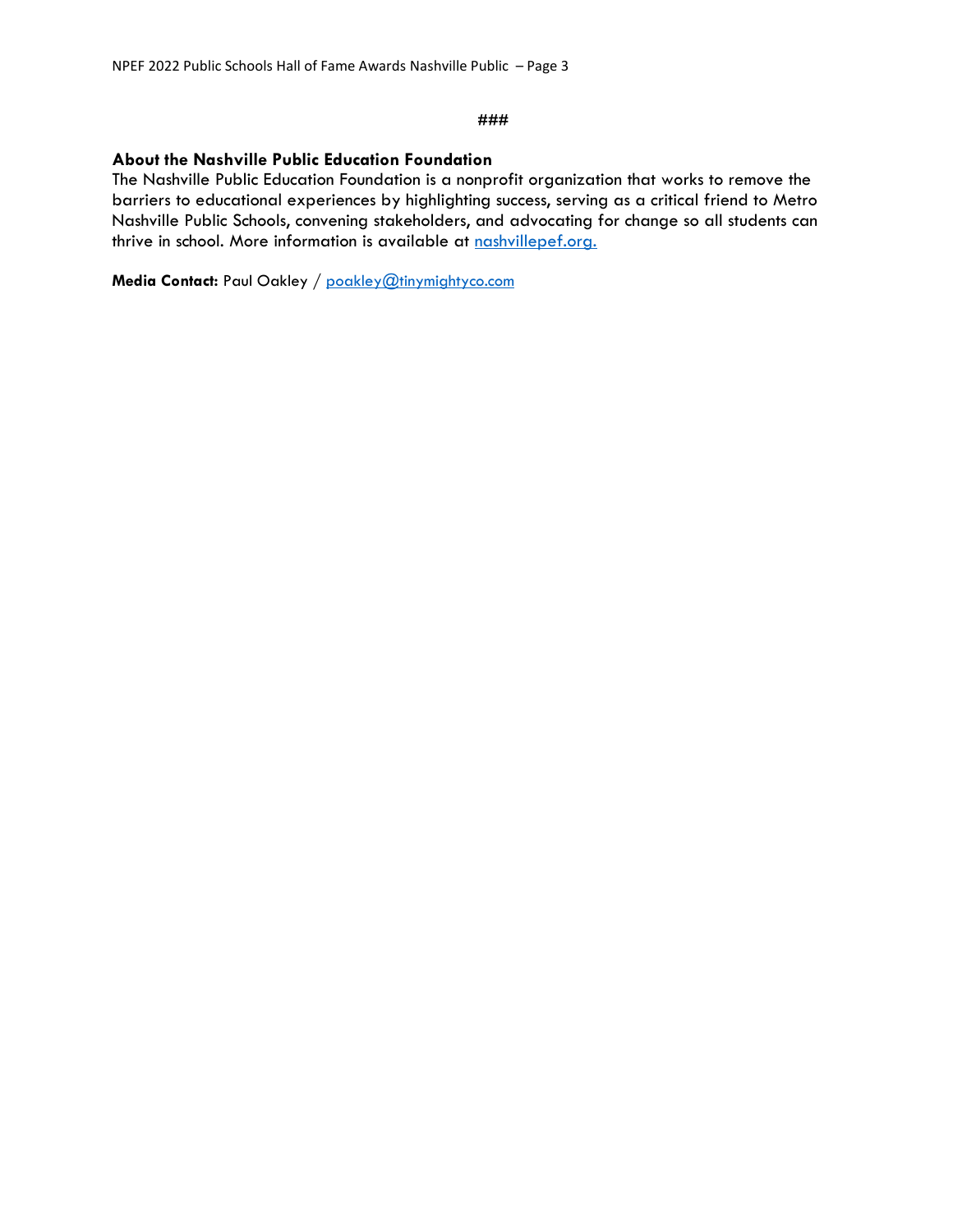###

**About the Nashville Public Education Foundation**
The Nashville Public Education Foundation is a nonprofit organization that works to remove the barriers to educational experiences by highlighting success, serving as a critical friend to Metro Nashville Public Schools, convening stakeholders, and advocating for change so all students can thrive in school. More information is available at [nashvillepef.org.](http://nashvillepef.org)

**Media Contact:** Paul Oakley / [poakley@tinymightyco.com](mailto:poakley@tinymightyco.com)